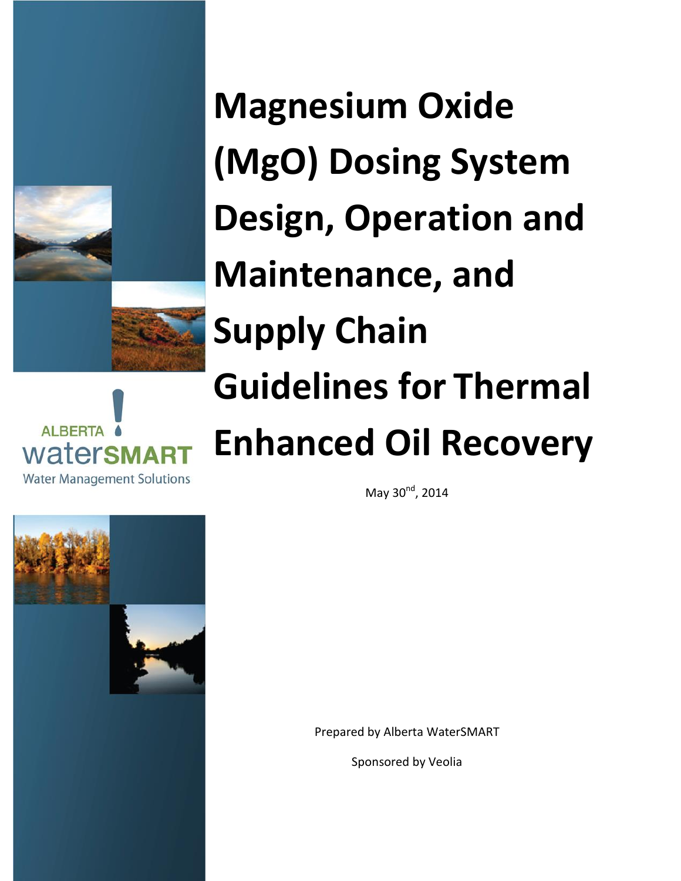# Magnesium Oxide (MgO) Dosing System Design, Operation and Maintenance, and Supply Chain Guidelines for Thermal Enhanced Oil Recovery

ALBERTA waterSMART
Water Management Solutions

May 30th, 2014

Prepared by Alberta WaterSMART

Sponsored by Veolia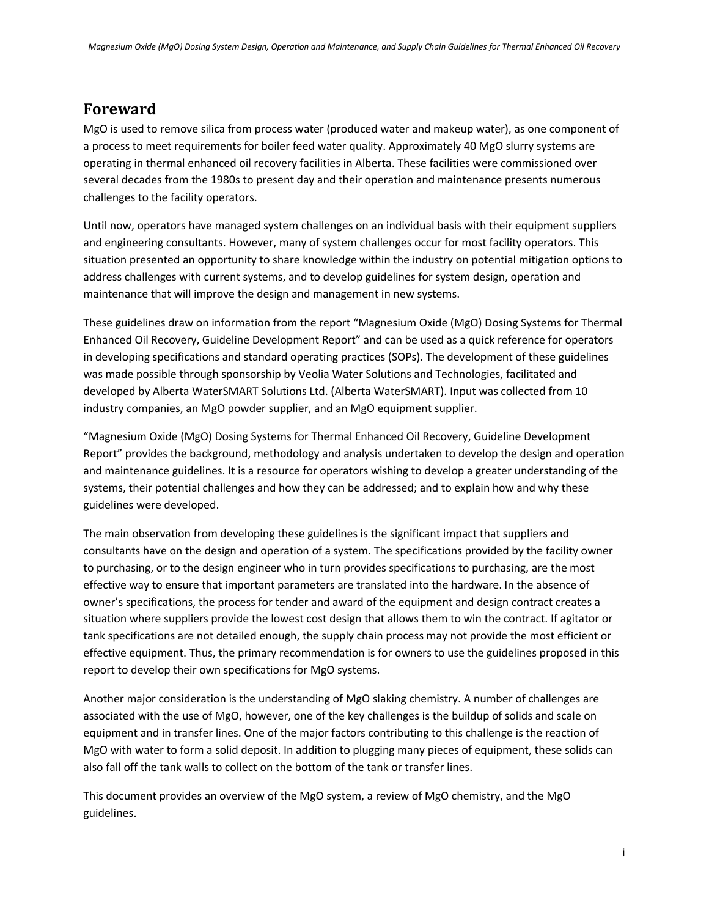## Foreward

MgO is used to remove silica from process water (produced water and makeup water), as one component of a process to meet requirements for boiler feed water quality. Approximately 40 MgO slurry systems are operating in thermal enhanced oil recovery facilities in Alberta. These facilities were commissioned over several decades from the 1980s to present day and their operation and maintenance presents numerous challenges to the facility operators.

Until now, operators have managed system challenges on an individual basis with their equipment suppliers and engineering consultants. However, many of system challenges occur for most facility operators. This situation presented an opportunity to share knowledge within the industry on potential mitigation options to address challenges with current systems, and to develop guidelines for system design, operation and maintenance that will improve the design and management in new systems.

These guidelines draw on information from the report "Magnesium Oxide (MgO) Dosing Systems for Thermal Enhanced Oil Recovery, Guideline Development Report" and can be used as a quick reference for operators in developing specifications and standard operating practices (SOPs). The development of these guidelines was made possible through sponsorship by Veolia Water Solutions and Technologies, facilitated and developed by Alberta WaterSMART Solutions Ltd. (Alberta WaterSMART). Input was collected from 10 industry companies, an MgO powder supplier, and an MgO equipment supplier.

"Magnesium Oxide (MgO) Dosing Systems for Thermal Enhanced Oil Recovery, Guideline Development Report" provides the background, methodology and analysis undertaken to develop the design and operation and maintenance guidelines. It is a resource for operators wishing to develop a greater understanding of the systems, their potential challenges and how they can be addressed; and to explain how and why these guidelines were developed.

The main observation from developing these guidelines is the significant impact that suppliers and consultants have on the design and operation of a system. The specifications provided by the facility owner to purchasing, or to the design engineer who in turn provides specifications to purchasing, are the most effective way to ensure that important parameters are translated into the hardware. In the absence of owner's specifications, the process for tender and award of the equipment and design contract creates a situation where suppliers provide the lowest cost design that allows them to win the contract. If agitator or tank specifications are not detailed enough, the supply chain process may not provide the most efficient or effective equipment. Thus, the primary recommendation is for owners to use the guidelines proposed in this report to develop their own specifications for MgO systems.

Another major consideration is the understanding of MgO slaking chemistry. A number of challenges are associated with the use of MgO, however, one of the key challenges is the buildup of solids and scale on equipment and in transfer lines. One of the major factors contributing to this challenge is the reaction of MgO with water to form a solid deposit. In addition to plugging many pieces of equipment, these solids can also fall off the tank walls to collect on the bottom of the tank or transfer lines.

This document provides an overview of the MgO system, a review of MgO chemistry, and the MgO guidelines.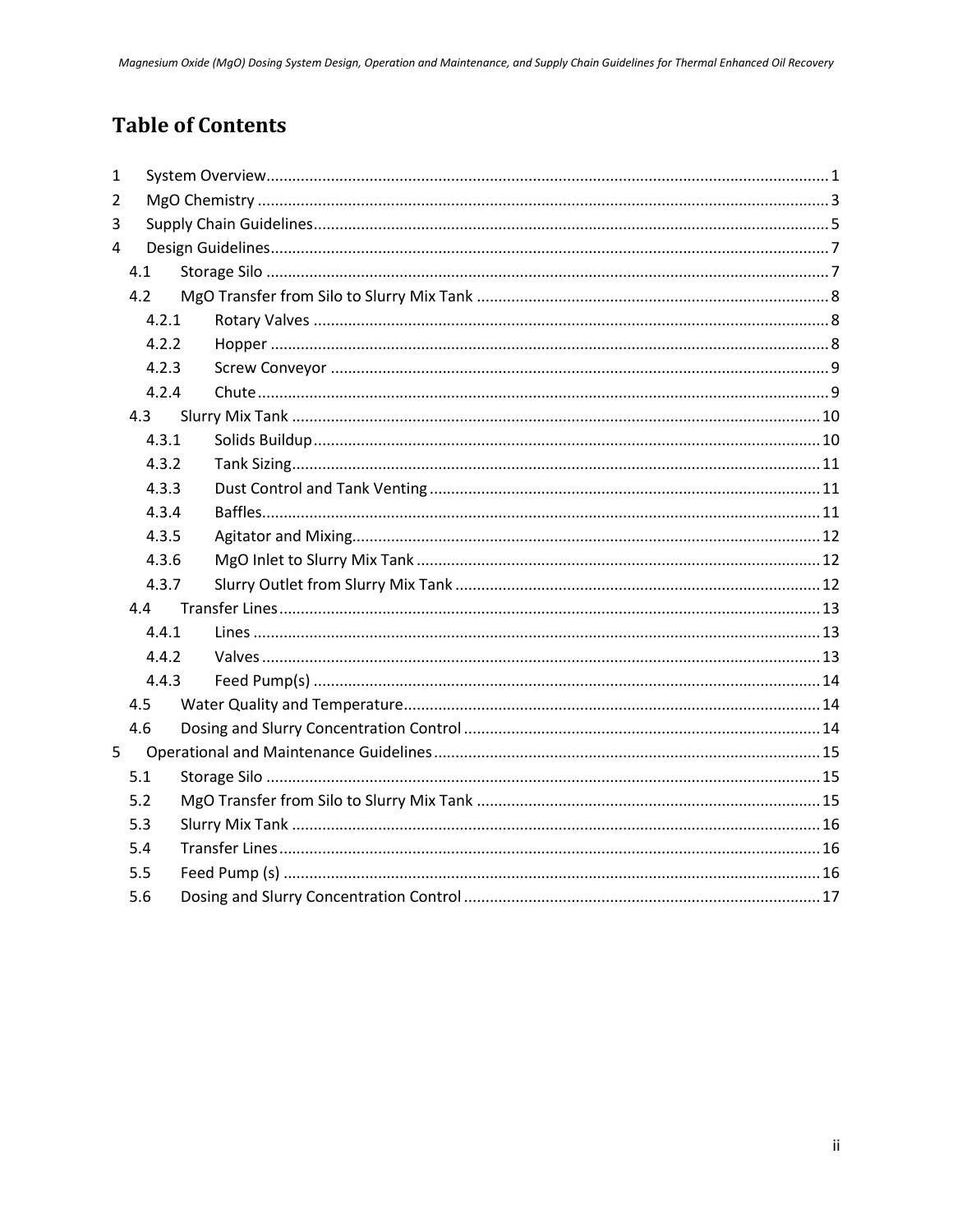# Table of Contents

1 System Overview ........ 1
2 MgO Chemistry ........ 3
3 Supply Chain Guidelines ........ 5
4 Design Guidelines ........ 7
  4.1 Storage Silo ........ 7
  4.2 MgO Transfer from Silo to Slurry Mix Tank ........ 8
    4.2.1 Rotary Valves ........ 8
    4.2.2 Hopper ........ 8
    4.2.3 Screw Conveyor ........ 9
    4.2.4 Chute ........ 9
  4.3 Slurry Mix Tank ........ 10
    4.3.1 Solids Buildup ........ 10
    4.3.2 Tank Sizing ........ 11
    4.3.3 Dust Control and Tank Venting ........ 11
    4.3.4 Baffles ........ 11
    4.3.5 Agitator and Mixing ........ 12
    4.3.6 MgO Inlet to Slurry Mix Tank ........ 12
    4.3.7 Slurry Outlet from Slurry Mix Tank ........ 12
  4.4 Transfer Lines ........ 13
    4.4.1 Lines ........ 13
    4.4.2 Valves ........ 13
    4.4.3 Feed Pump(s) ........ 14
  4.5 Water Quality and Temperature ........ 14
  4.6 Dosing and Slurry Concentration Control ........ 14
5 Operational and Maintenance Guidelines ........ 15
  5.1 Storage Silo ........ 15
  5.2 MgO Transfer from Silo to Slurry Mix Tank ........ 15
  5.3 Slurry Mix Tank ........ 16
  5.4 Transfer Lines ........ 16
  5.5 Feed Pump (s) ........ 16
  5.6 Dosing and Slurry Concentration Control ........ 17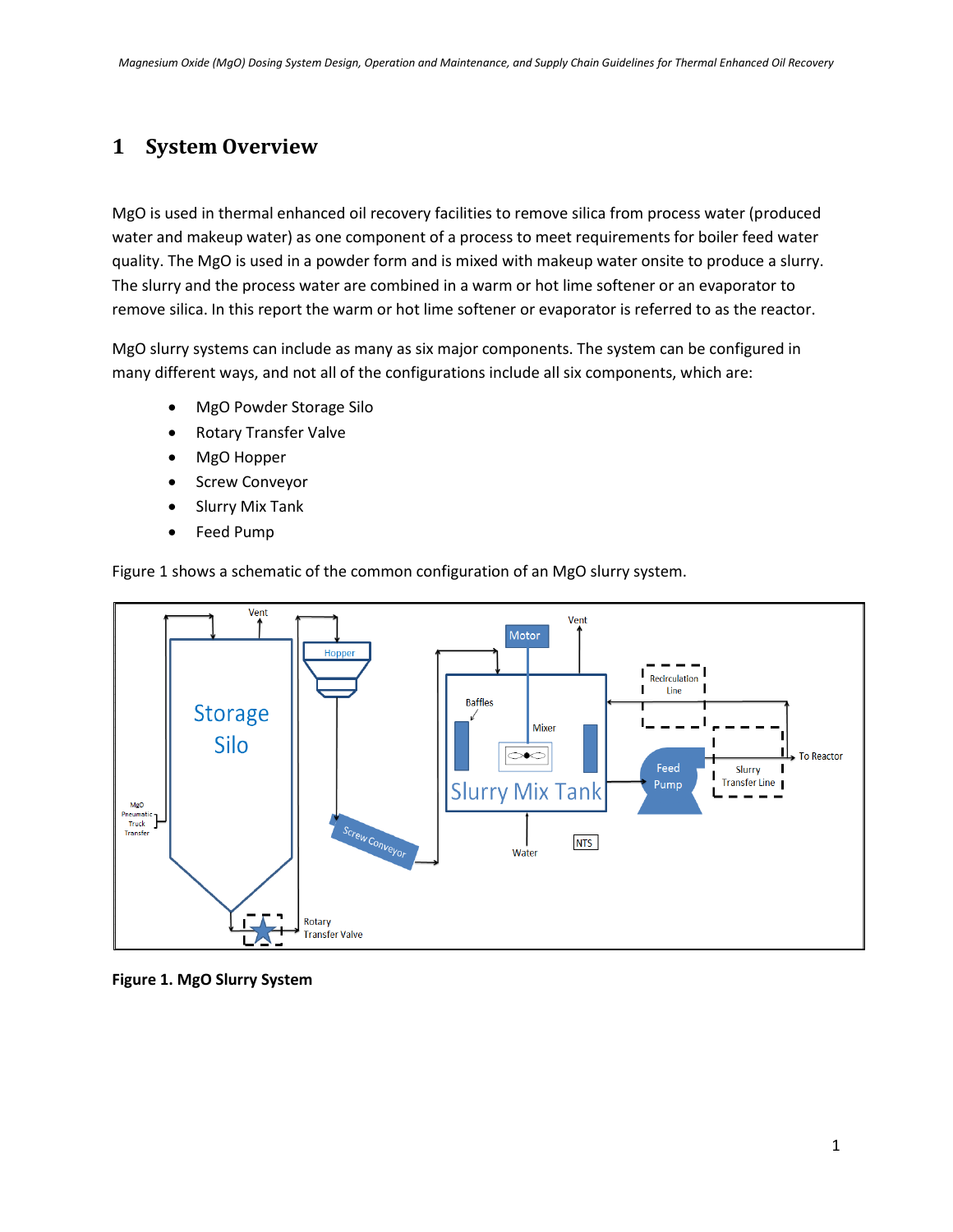# 1 System Overview

MgO is used in thermal enhanced oil recovery facilities to remove silica from process water (produced water and makeup water) as one component of a process to meet requirements for boiler feed water quality. The MgO is used in a powder form and is mixed with makeup water onsite to produce a slurry. The slurry and the process water are combined in a warm or hot lime softener or an evaporator to remove silica. In this report the warm or hot lime softener or evaporator is referred to as the reactor.

MgO slurry systems can include as many as six major components. The system can be configured in many different ways, and not all of the configurations include all six components, which are:

- MgO Powder Storage Silo
- Rotary Transfer Valve
- MgO Hopper
- Screw Conveyor
- Slurry Mix Tank
- Feed Pump

Figure 1 shows a schematic of the common configuration of an MgO slurry system.

**Figure 1. MgO Slurry System**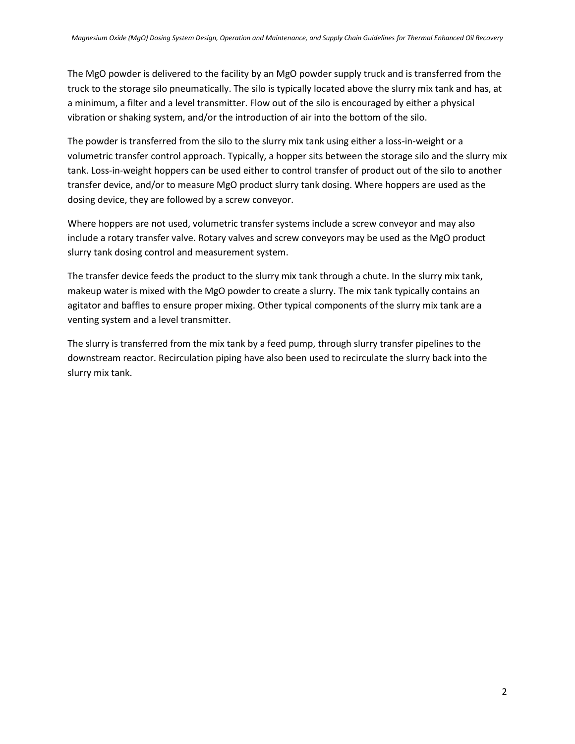The MgO powder is delivered to the facility by an MgO powder supply truck and is transferred from the truck to the storage silo pneumatically. The silo is typically located above the slurry mix tank and has, at a minimum, a filter and a level transmitter. Flow out of the silo is encouraged by either a physical vibration or shaking system, and/or the introduction of air into the bottom of the silo.

The powder is transferred from the silo to the slurry mix tank using either a loss-in-weight or a volumetric transfer control approach. Typically, a hopper sits between the storage silo and the slurry mix tank. Loss-in-weight hoppers can be used either to control transfer of product out of the silo to another transfer device, and/or to measure MgO product slurry tank dosing. Where hoppers are used as the dosing device, they are followed by a screw conveyor.

Where hoppers are not used, volumetric transfer systems include a screw conveyor and may also include a rotary transfer valve. Rotary valves and screw conveyors may be used as the MgO product slurry tank dosing control and measurement system.

The transfer device feeds the product to the slurry mix tank through a chute. In the slurry mix tank, makeup water is mixed with the MgO powder to create a slurry. The mix tank typically contains an agitator and baffles to ensure proper mixing. Other typical components of the slurry mix tank are a venting system and a level transmitter.

The slurry is transferred from the mix tank by a feed pump, through slurry transfer pipelines to the downstream reactor. Recirculation piping have also been used to recirculate the slurry back into the slurry mix tank.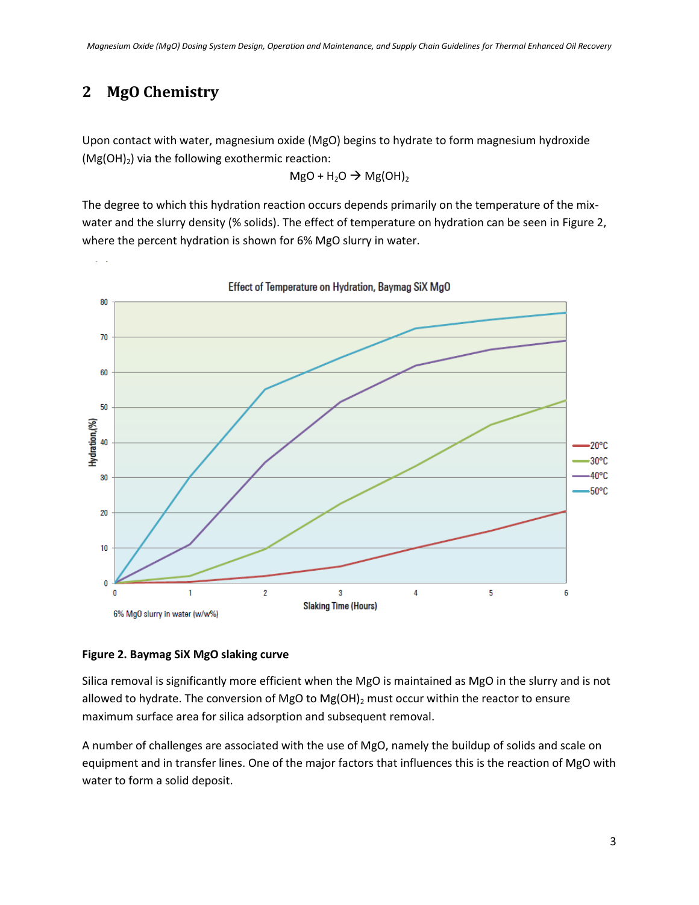## 2 MgO Chemistry

Upon contact with water, magnesium oxide (MgO) begins to hydrate to form magnesium hydroxide ($Mg(OH)_2$) via the following exothermic reaction:

$$MgO + H_2O \rightarrow Mg(OH)_2$$

The degree to which this hydration reaction occurs depends primarily on the temperature of the mix-water and the slurry density (% solids). The effect of temperature on hydration can be seen in Figure 2, where the percent hydration is shown for 6% MgO slurry in water.

**Figure 2. Baymag SiX MgO slaking curve**

Silica removal is significantly more efficient when the MgO is maintained as MgO in the slurry and is not allowed to hydrate. The conversion of MgO to $Mg(OH)_2$ must occur within the reactor to ensure maximum surface area for silica adsorption and subsequent removal.

A number of challenges are associated with the use of MgO, namely the buildup of solids and scale on equipment and in transfer lines. One of the major factors that influences this is the reaction of MgO with water to form a solid deposit.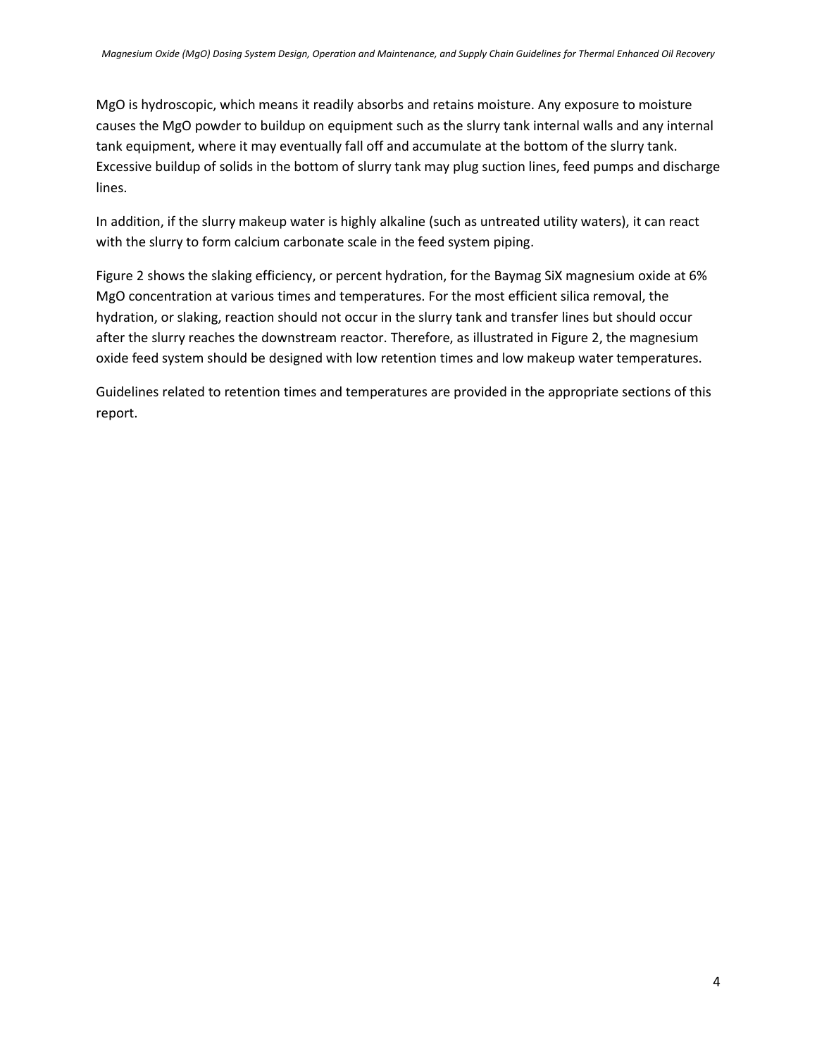MgO is hydroscopic, which means it readily absorbs and retains moisture. Any exposure to moisture causes the MgO powder to buildup on equipment such as the slurry tank internal walls and any internal tank equipment, where it may eventually fall off and accumulate at the bottom of the slurry tank. Excessive buildup of solids in the bottom of slurry tank may plug suction lines, feed pumps and discharge lines.

In addition, if the slurry makeup water is highly alkaline (such as untreated utility waters), it can react with the slurry to form calcium carbonate scale in the feed system piping.

Figure 2 shows the slaking efficiency, or percent hydration, for the Baymag SiX magnesium oxide at 6% MgO concentration at various times and temperatures. For the most efficient silica removal, the hydration, or slaking, reaction should not occur in the slurry tank and transfer lines but should occur after the slurry reaches the downstream reactor. Therefore, as illustrated in Figure 2, the magnesium oxide feed system should be designed with low retention times and low makeup water temperatures.

Guidelines related to retention times and temperatures are provided in the appropriate sections of this report.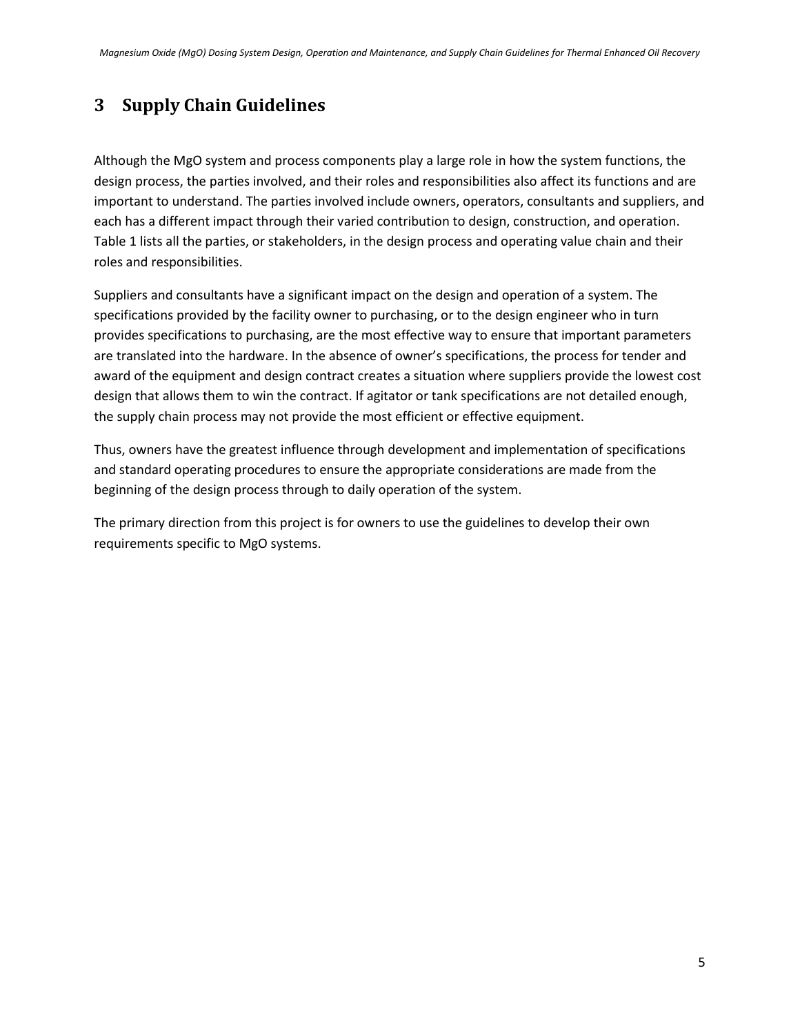# 3 Supply Chain Guidelines

Although the MgO system and process components play a large role in how the system functions, the design process, the parties involved, and their roles and responsibilities also affect its functions and are important to understand. The parties involved include owners, operators, consultants and suppliers, and each has a different impact through their varied contribution to design, construction, and operation. Table 1 lists all the parties, or stakeholders, in the design process and operating value chain and their roles and responsibilities.

Suppliers and consultants have a significant impact on the design and operation of a system. The specifications provided by the facility owner to purchasing, or to the design engineer who in turn provides specifications to purchasing, are the most effective way to ensure that important parameters are translated into the hardware. In the absence of owner's specifications, the process for tender and award of the equipment and design contract creates a situation where suppliers provide the lowest cost design that allows them to win the contract. If agitator or tank specifications are not detailed enough, the supply chain process may not provide the most efficient or effective equipment.

Thus, owners have the greatest influence through development and implementation of specifications and standard operating procedures to ensure the appropriate considerations are made from the beginning of the design process through to daily operation of the system.

The primary direction from this project is for owners to use the guidelines to develop their own requirements specific to MgO systems.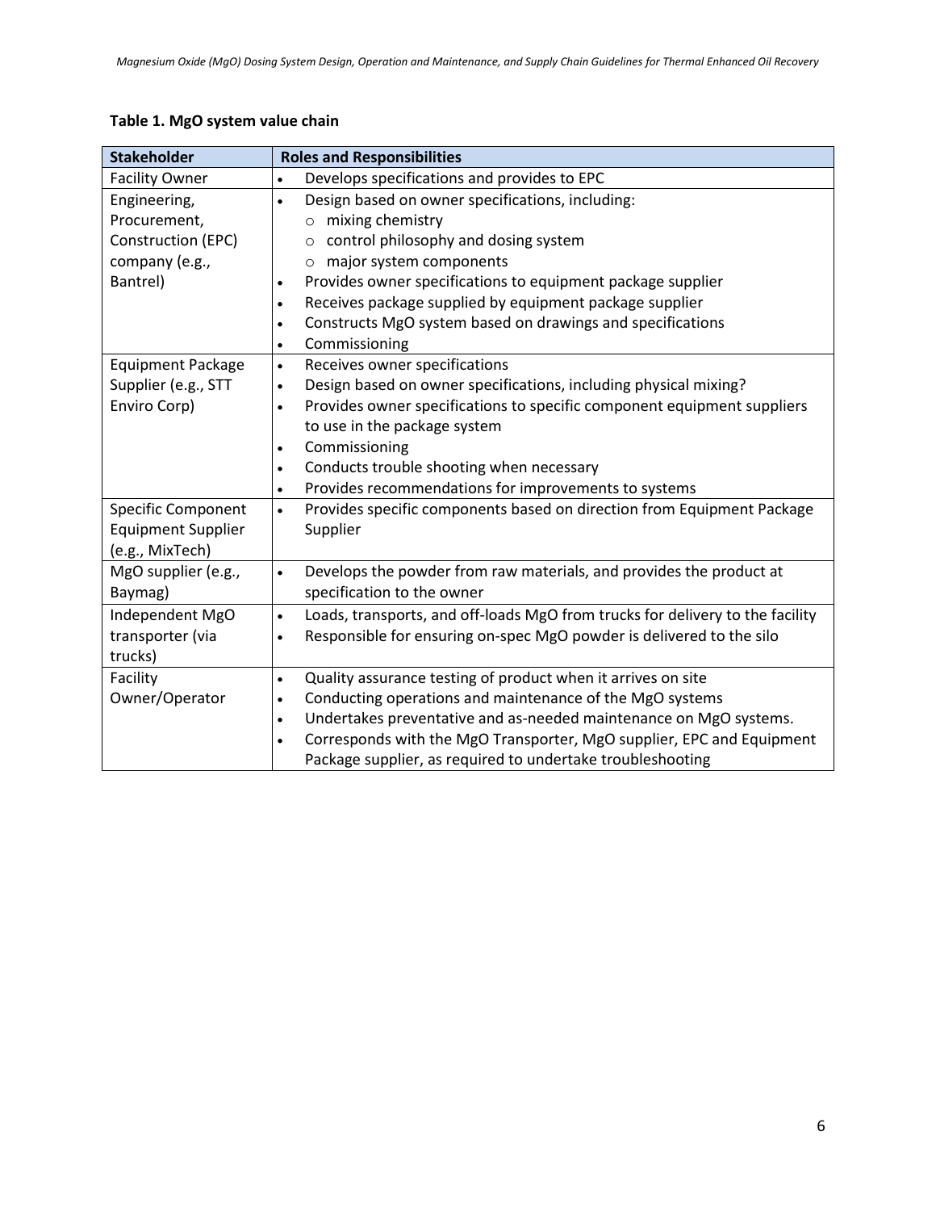**Table 1. MgO system value chain**

| Stakeholder | Roles and Responsibilities |
| --- | --- |
| Facility Owner | • Develops specifications and provides to EPC |
| Engineering, Procurement, Construction (EPC) company (e.g., Bantrel) | • Design based on owner specifications, including:<br>  ○ mixing chemistry<br>  ○ control philosophy and dosing system<br>  ○ major system components<br>• Provides owner specifications to equipment package supplier<br>• Receives package supplied by equipment package supplier<br>• Constructs MgO system based on drawings and specifications<br>• Commissioning |
| Equipment Package Supplier (e.g., STT Enviro Corp) | • Receives owner specifications<br>• Design based on owner specifications, including physical mixing?<br>• Provides owner specifications to specific component equipment suppliers to use in the package system<br>• Commissioning<br>• Conducts trouble shooting when necessary<br>• Provides recommendations for improvements to systems |
| Specific Component Equipment Supplier (e.g., MixTech) | • Provides specific components based on direction from Equipment Package Supplier |
| MgO supplier (e.g., Baymag) | • Develops the powder from raw materials, and provides the product at specification to the owner |
| Independent MgO transporter (via trucks) | • Loads, transports, and off-loads MgO from trucks for delivery to the facility<br>• Responsible for ensuring on-spec MgO powder is delivered to the silo |
| Facility Owner/Operator | • Quality assurance testing of product when it arrives on site<br>• Conducting operations and maintenance of the MgO systems<br>• Undertakes preventative and as-needed maintenance on MgO systems.<br>• Corresponds with the MgO Transporter, MgO supplier, EPC and Equipment Package supplier, as required to undertake troubleshooting |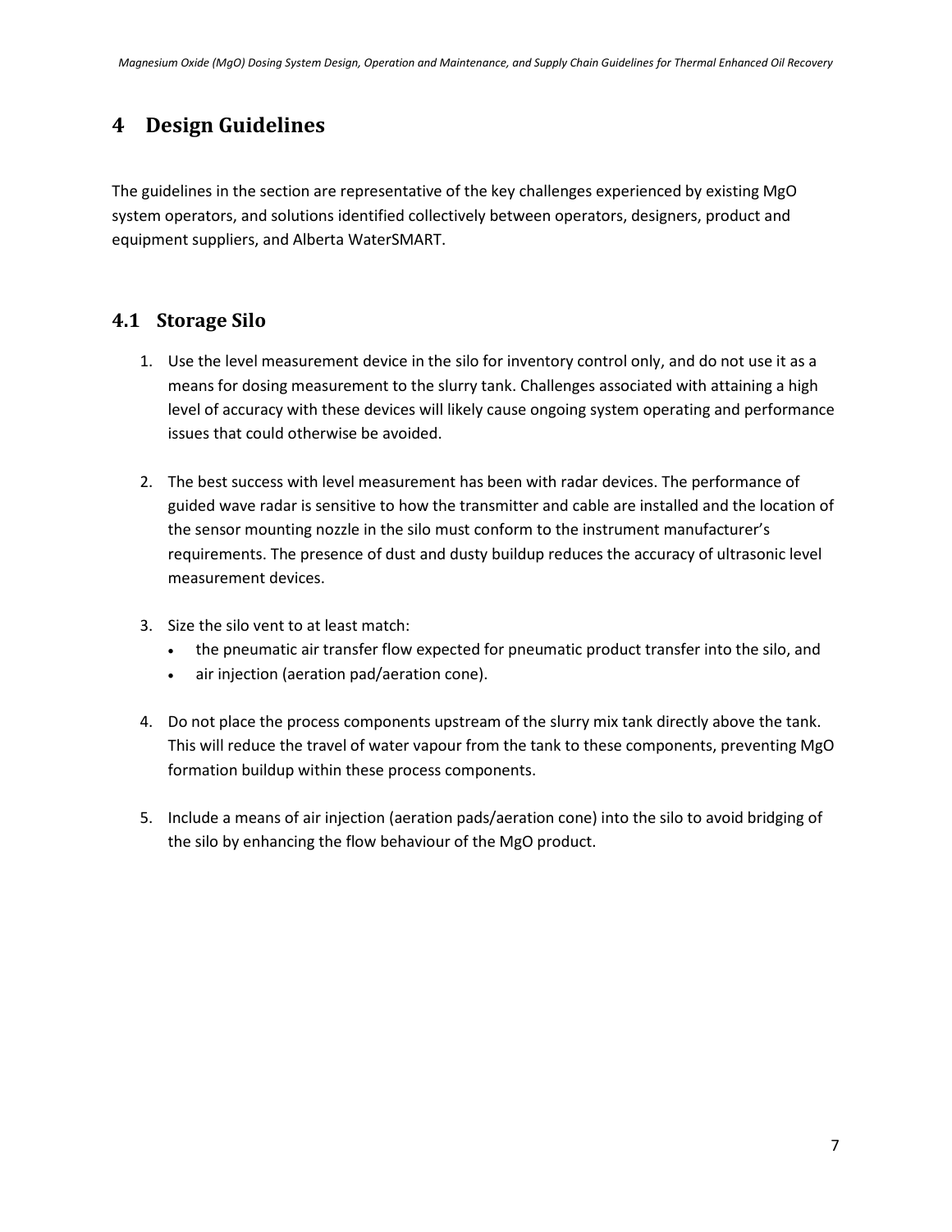# 4 Design Guidelines

The guidelines in the section are representative of the key challenges experienced by existing MgO system operators, and solutions identified collectively between operators, designers, product and equipment suppliers, and Alberta WaterSMART.

## 4.1 Storage Silo

1. Use the level measurement device in the silo for inventory control only, and do not use it as a means for dosing measurement to the slurry tank. Challenges associated with attaining a high level of accuracy with these devices will likely cause ongoing system operating and performance issues that could otherwise be avoided.

2. The best success with level measurement has been with radar devices. The performance of guided wave radar is sensitive to how the transmitter and cable are installed and the location of the sensor mounting nozzle in the silo must conform to the instrument manufacturer's requirements. The presence of dust and dusty buildup reduces the accuracy of ultrasonic level measurement devices.

3. Size the silo vent to at least match:
   - the pneumatic air transfer flow expected for pneumatic product transfer into the silo, and
   - air injection (aeration pad/aeration cone).

4. Do not place the process components upstream of the slurry mix tank directly above the tank. This will reduce the travel of water vapour from the tank to these components, preventing MgO formation buildup within these process components.

5. Include a means of air injection (aeration pads/aeration cone) into the silo to avoid bridging of the silo by enhancing the flow behaviour of the MgO product.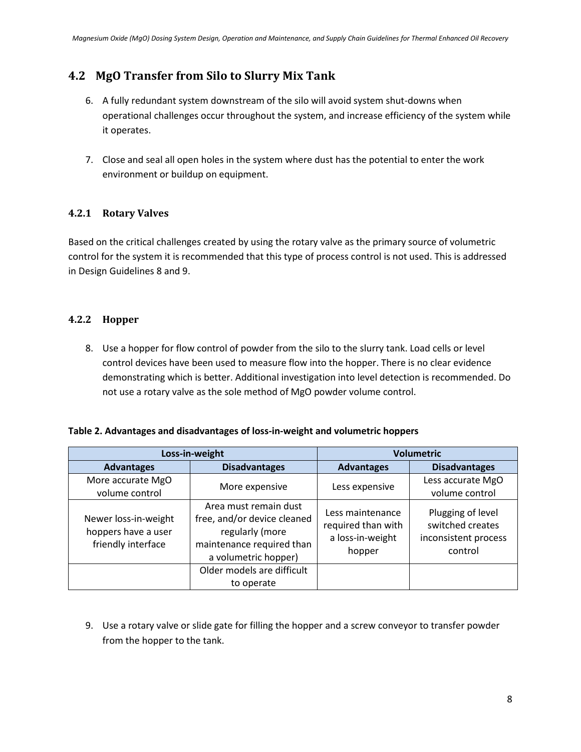## 4.2 MgO Transfer from Silo to Slurry Mix Tank

6. A fully redundant system downstream of the silo will avoid system shut-downs when operational challenges occur throughout the system, and increase efficiency of the system while it operates.

7. Close and seal all open holes in the system where dust has the potential to enter the work environment or buildup on equipment.

### 4.2.1 Rotary Valves

Based on the critical challenges created by using the rotary valve as the primary source of volumetric control for the system it is recommended that this type of process control is not used. This is addressed in Design Guidelines 8 and 9.

### 4.2.2 Hopper

8. Use a hopper for flow control of powder from the silo to the slurry tank. Load cells or level control devices have been used to measure flow into the hopper. There is no clear evidence demonstrating which is better. Additional investigation into level detection is recommended. Do not use a rotary valve as the sole method of MgO powder volume control.

**Table 2. Advantages and disadvantages of loss-in-weight and volumetric hoppers**

| Loss-in-weight | | Volumetric | |
|---|---|---|---|
| **Advantages** | **Disadvantages** | **Advantages** | **Disadvantages** |
| More accurate MgO volume control | More expensive | Less expensive | Less accurate MgO volume control |
| Newer loss-in-weight hoppers have a user friendly interface | Area must remain dust free, and/or device cleaned regularly (more maintenance required than a volumetric hopper) | Less maintenance required than with a loss-in-weight hopper | Plugging of level switched creates inconsistent process control |
| | Older models are difficult to operate | | |

9. Use a rotary valve or slide gate for filling the hopper and a screw conveyor to transfer powder from the hopper to the tank.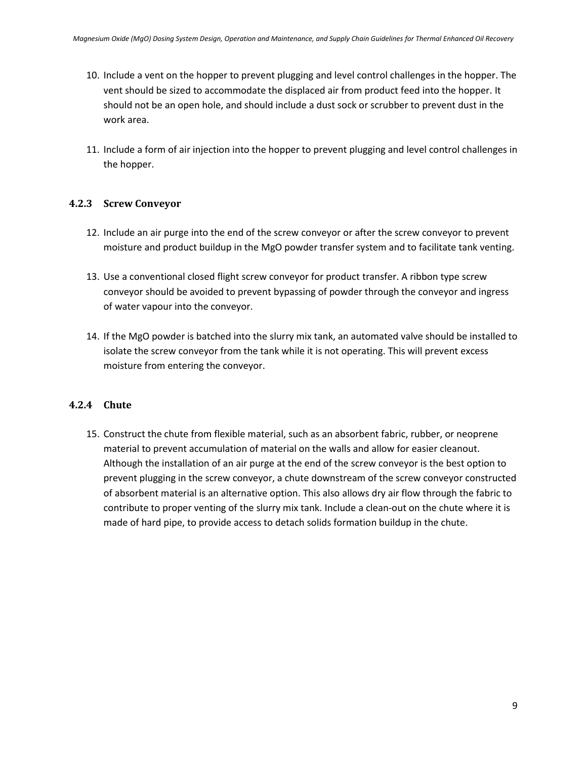10. Include a vent on the hopper to prevent plugging and level control challenges in the hopper. The vent should be sized to accommodate the displaced air from product feed into the hopper. It should not be an open hole, and should include a dust sock or scrubber to prevent dust in the work area.

11. Include a form of air injection into the hopper to prevent plugging and level control challenges in the hopper.

### 4.2.3 Screw Conveyor

12. Include an air purge into the end of the screw conveyor or after the screw conveyor to prevent moisture and product buildup in the MgO powder transfer system and to facilitate tank venting.

13. Use a conventional closed flight screw conveyor for product transfer. A ribbon type screw conveyor should be avoided to prevent bypassing of powder through the conveyor and ingress of water vapour into the conveyor.

14. If the MgO powder is batched into the slurry mix tank, an automated valve should be installed to isolate the screw conveyor from the tank while it is not operating. This will prevent excess moisture from entering the conveyor.

### 4.2.4 Chute

15. Construct the chute from flexible material, such as an absorbent fabric, rubber, or neoprene material to prevent accumulation of material on the walls and allow for easier cleanout. Although the installation of an air purge at the end of the screw conveyor is the best option to prevent plugging in the screw conveyor, a chute downstream of the screw conveyor constructed of absorbent material is an alternative option. This also allows dry air flow through the fabric to contribute to proper venting of the slurry mix tank. Include a clean-out on the chute where it is made of hard pipe, to provide access to detach solids formation buildup in the chute.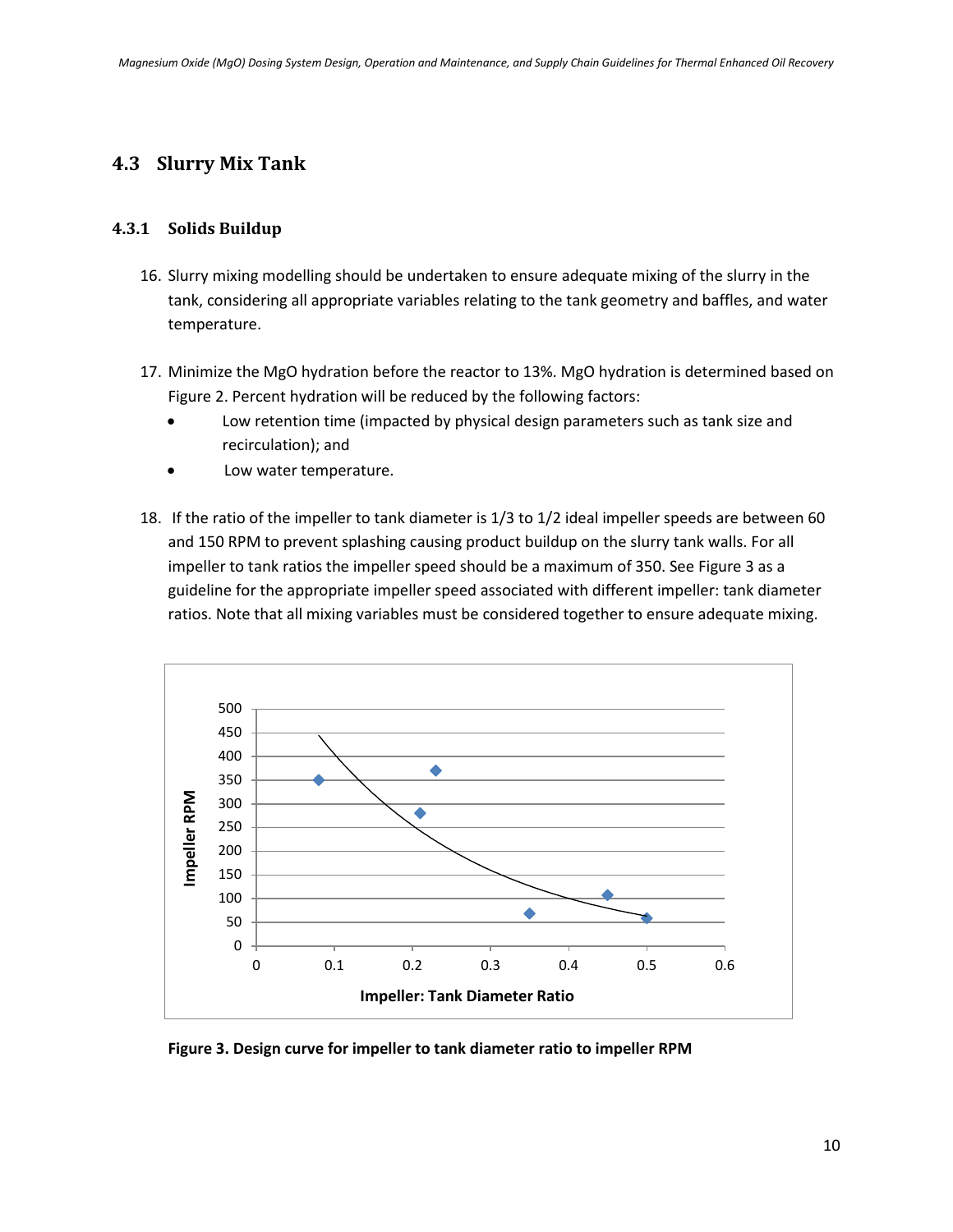## 4.3 Slurry Mix Tank

### 4.3.1 Solids Buildup

16. Slurry mixing modelling should be undertaken to ensure adequate mixing of the slurry in the tank, considering all appropriate variables relating to the tank geometry and baffles, and water temperature.

17. Minimize the MgO hydration before the reactor to 13%. MgO hydration is determined based on Figure 2. Percent hydration will be reduced by the following factors:
    - Low retention time (impacted by physical design parameters such as tank size and recirculation); and
    - Low water temperature.

18. If the ratio of the impeller to tank diameter is 1/3 to 1/2 ideal impeller speeds are between 60 and 150 RPM to prevent splashing causing product buildup on the slurry tank walls. For all impeller to tank ratios the impeller speed should be a maximum of 350. See Figure 3 as a guideline for the appropriate impeller speed associated with different impeller: tank diameter ratios. Note that all mixing variables must be considered together to ensure adequate mixing.

**Figure 3. Design curve for impeller to tank diameter ratio to impeller RPM**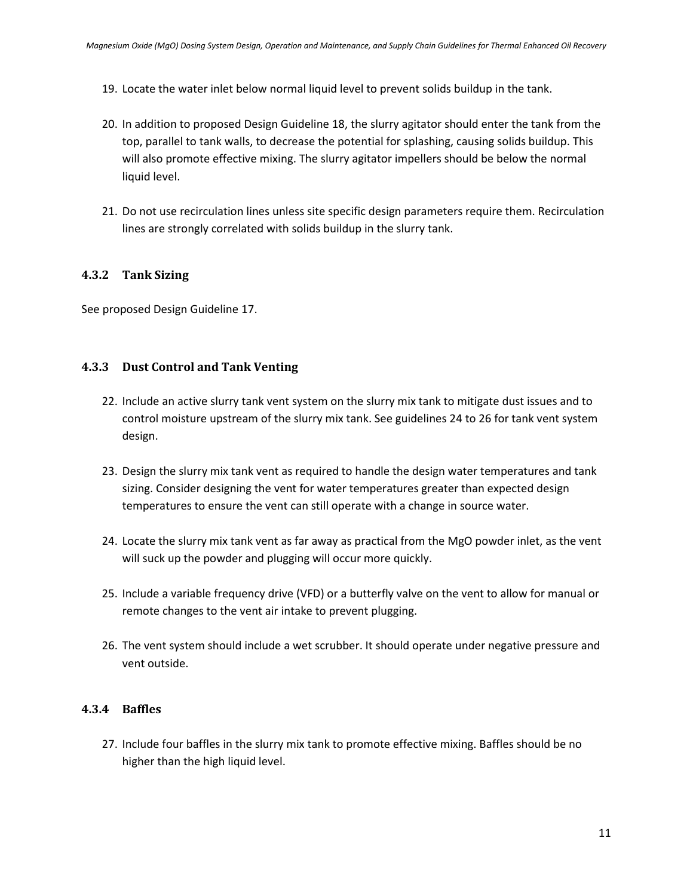19. Locate the water inlet below normal liquid level to prevent solids buildup in the tank.

20. In addition to proposed Design Guideline 18, the slurry agitator should enter the tank from the top, parallel to tank walls, to decrease the potential for splashing, causing solids buildup. This will also promote effective mixing. The slurry agitator impellers should be below the normal liquid level.

21. Do not use recirculation lines unless site specific design parameters require them. Recirculation lines are strongly correlated with solids buildup in the slurry tank.

### 4.3.2 Tank Sizing

See proposed Design Guideline 17.

### 4.3.3 Dust Control and Tank Venting

22. Include an active slurry tank vent system on the slurry mix tank to mitigate dust issues and to control moisture upstream of the slurry mix tank. See guidelines 24 to 26 for tank vent system design.

23. Design the slurry mix tank vent as required to handle the design water temperatures and tank sizing. Consider designing the vent for water temperatures greater than expected design temperatures to ensure the vent can still operate with a change in source water.

24. Locate the slurry mix tank vent as far away as practical from the MgO powder inlet, as the vent will suck up the powder and plugging will occur more quickly.

25. Include a variable frequency drive (VFD) or a butterfly valve on the vent to allow for manual or remote changes to the vent air intake to prevent plugging.

26. The vent system should include a wet scrubber. It should operate under negative pressure and vent outside.

### 4.3.4 Baffles

27. Include four baffles in the slurry mix tank to promote effective mixing. Baffles should be no higher than the high liquid level.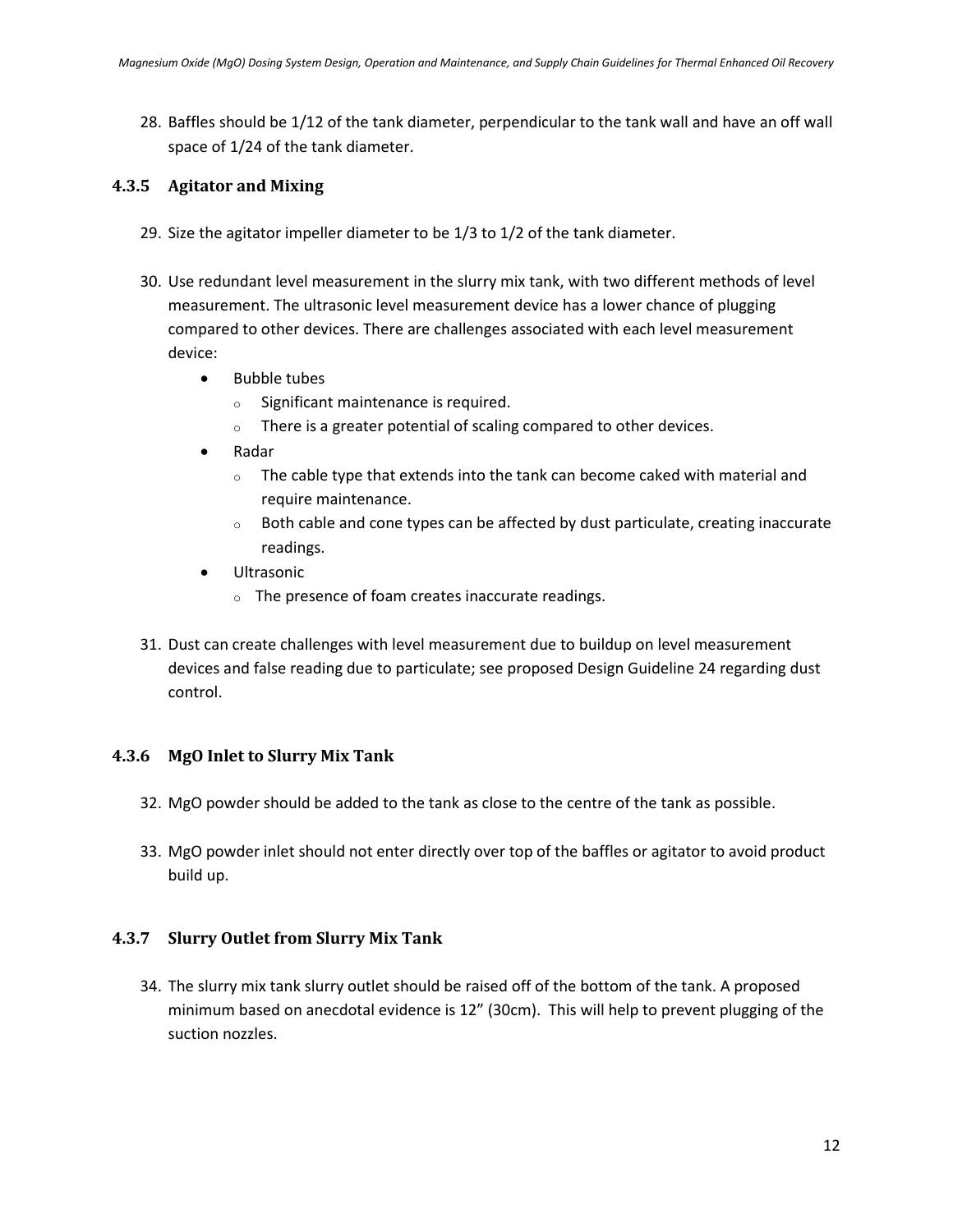28. Baffles should be 1/12 of the tank diameter, perpendicular to the tank wall and have an off wall space of 1/24 of the tank diameter.

### 4.3.5 Agitator and Mixing

29. Size the agitator impeller diameter to be 1/3 to 1/2 of the tank diameter.

30. Use redundant level measurement in the slurry mix tank, with two different methods of level measurement. The ultrasonic level measurement device has a lower chance of plugging compared to other devices. There are challenges associated with each level measurement device:
    - Bubble tubes
        - Significant maintenance is required.
        - There is a greater potential of scaling compared to other devices.
    - Radar
        - The cable type that extends into the tank can become caked with material and require maintenance.
        - Both cable and cone types can be affected by dust particulate, creating inaccurate readings.
    - Ultrasonic
        - The presence of foam creates inaccurate readings.

31. Dust can create challenges with level measurement due to buildup on level measurement devices and false reading due to particulate; see proposed Design Guideline 24 regarding dust control.

### 4.3.6 MgO Inlet to Slurry Mix Tank

32. MgO powder should be added to the tank as close to the centre of the tank as possible.

33. MgO powder inlet should not enter directly over top of the baffles or agitator to avoid product build up.

### 4.3.7 Slurry Outlet from Slurry Mix Tank

34. The slurry mix tank slurry outlet should be raised off of the bottom of the tank. A proposed minimum based on anecdotal evidence is 12” (30cm). This will help to prevent plugging of the suction nozzles.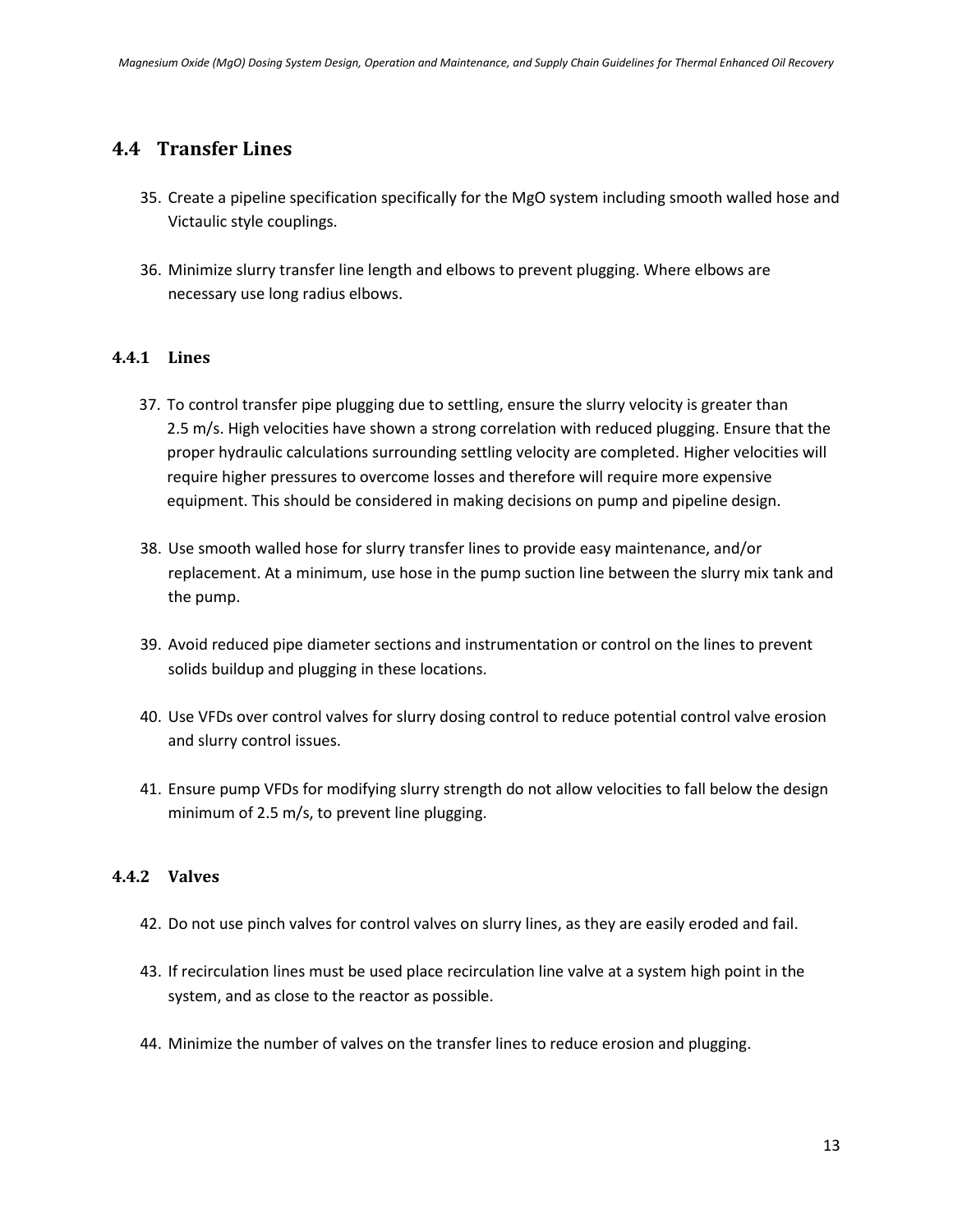## 4.4 Transfer Lines

35. Create a pipeline specification specifically for the MgO system including smooth walled hose and Victaulic style couplings.

36. Minimize slurry transfer line length and elbows to prevent plugging. Where elbows are necessary use long radius elbows.

### 4.4.1 Lines

37. To control transfer pipe plugging due to settling, ensure the slurry velocity is greater than 2.5 m/s. High velocities have shown a strong correlation with reduced plugging. Ensure that the proper hydraulic calculations surrounding settling velocity are completed. Higher velocities will require higher pressures to overcome losses and therefore will require more expensive equipment. This should be considered in making decisions on pump and pipeline design.

38. Use smooth walled hose for slurry transfer lines to provide easy maintenance, and/or replacement. At a minimum, use hose in the pump suction line between the slurry mix tank and the pump.

39. Avoid reduced pipe diameter sections and instrumentation or control on the lines to prevent solids buildup and plugging in these locations.

40. Use VFDs over control valves for slurry dosing control to reduce potential control valve erosion and slurry control issues.

41. Ensure pump VFDs for modifying slurry strength do not allow velocities to fall below the design minimum of 2.5 m/s, to prevent line plugging.

### 4.4.2 Valves

42. Do not use pinch valves for control valves on slurry lines, as they are easily eroded and fail.

43. If recirculation lines must be used place recirculation line valve at a system high point in the system, and as close to the reactor as possible.

44. Minimize the number of valves on the transfer lines to reduce erosion and plugging.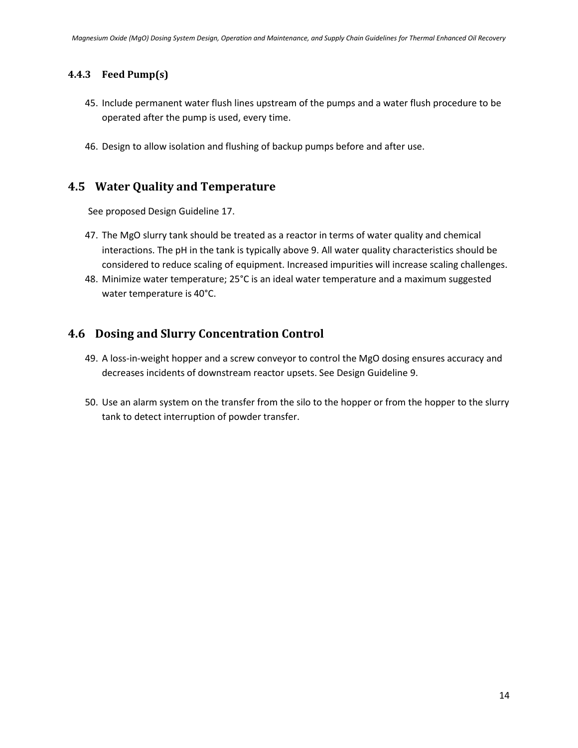### 4.4.3 Feed Pump(s)

45. Include permanent water flush lines upstream of the pumps and a water flush procedure to be operated after the pump is used, every time.

46. Design to allow isolation and flushing of backup pumps before and after use.

## 4.5 Water Quality and Temperature

See proposed Design Guideline 17.

47. The MgO slurry tank should be treated as a reactor in terms of water quality and chemical interactions. The pH in the tank is typically above 9. All water quality characteristics should be considered to reduce scaling of equipment. Increased impurities will increase scaling challenges.
48. Minimize water temperature; 25°C is an ideal water temperature and a maximum suggested water temperature is 40°C.

## 4.6 Dosing and Slurry Concentration Control

49. A loss-in-weight hopper and a screw conveyor to control the MgO dosing ensures accuracy and decreases incidents of downstream reactor upsets. See Design Guideline 9.

50. Use an alarm system on the transfer from the silo to the hopper or from the hopper to the slurry tank to detect interruption of powder transfer.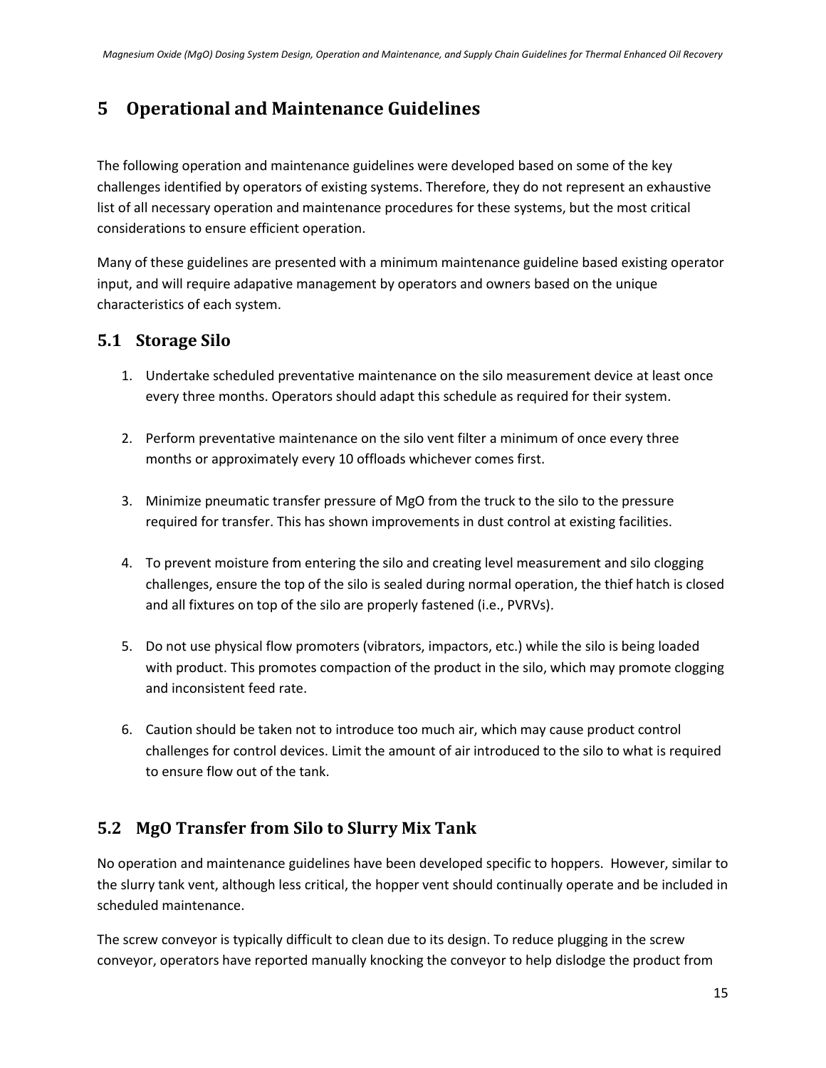# 5 Operational and Maintenance Guidelines

The following operation and maintenance guidelines were developed based on some of the key challenges identified by operators of existing systems. Therefore, they do not represent an exhaustive list of all necessary operation and maintenance procedures for these systems, but the most critical considerations to ensure efficient operation.

Many of these guidelines are presented with a minimum maintenance guideline based existing operator input, and will require adapative management by operators and owners based on the unique characteristics of each system.

## 5.1 Storage Silo

1. Undertake scheduled preventative maintenance on the silo measurement device at least once every three months. Operators should adapt this schedule as required for their system.

2. Perform preventative maintenance on the silo vent filter a minimum of once every three months or approximately every 10 offloads whichever comes first.

3. Minimize pneumatic transfer pressure of MgO from the truck to the silo to the pressure required for transfer. This has shown improvements in dust control at existing facilities.

4. To prevent moisture from entering the silo and creating level measurement and silo clogging challenges, ensure the top of the silo is sealed during normal operation, the thief hatch is closed and all fixtures on top of the silo are properly fastened (i.e., PVRVs).

5. Do not use physical flow promoters (vibrators, impactors, etc.) while the silo is being loaded with product. This promotes compaction of the product in the silo, which may promote clogging and inconsistent feed rate.

6. Caution should be taken not to introduce too much air, which may cause product control challenges for control devices. Limit the amount of air introduced to the silo to what is required to ensure flow out of the tank.

## 5.2 MgO Transfer from Silo to Slurry Mix Tank

No operation and maintenance guidelines have been developed specific to hoppers. However, similar to the slurry tank vent, although less critical, the hopper vent should continually operate and be included in scheduled maintenance.

The screw conveyor is typically difficult to clean due to its design. To reduce plugging in the screw conveyor, operators have reported manually knocking the conveyor to help dislodge the product from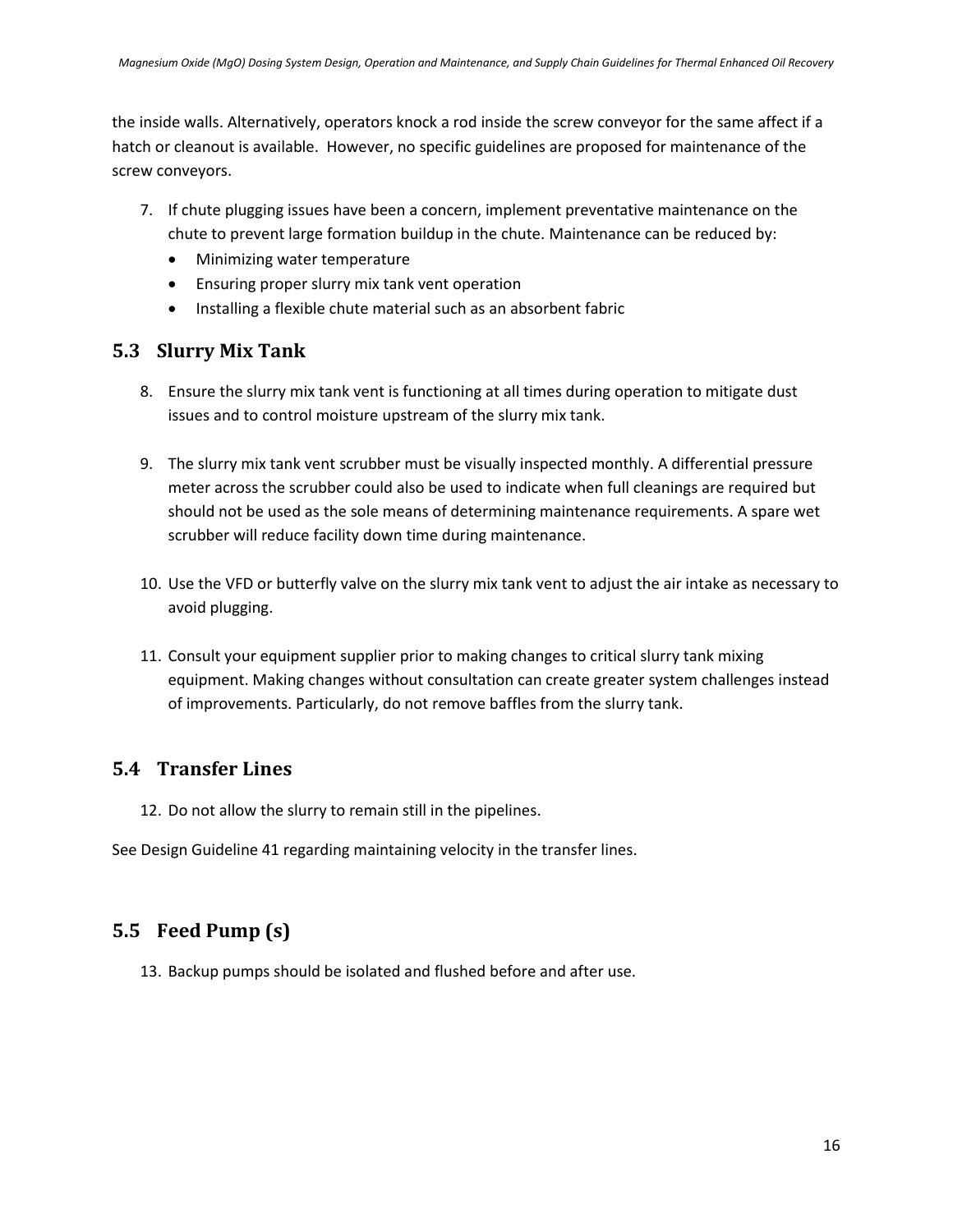the inside walls. Alternatively, operators knock a rod inside the screw conveyor for the same affect if a hatch or cleanout is available. However, no specific guidelines are proposed for maintenance of the screw conveyors.

7. If chute plugging issues have been a concern, implement preventative maintenance on the chute to prevent large formation buildup in the chute. Maintenance can be reduced by:
   - Minimizing water temperature
   - Ensuring proper slurry mix tank vent operation
   - Installing a flexible chute material such as an absorbent fabric

## 5.3 Slurry Mix Tank

8. Ensure the slurry mix tank vent is functioning at all times during operation to mitigate dust issues and to control moisture upstream of the slurry mix tank.

9. The slurry mix tank vent scrubber must be visually inspected monthly. A differential pressure meter across the scrubber could also be used to indicate when full cleanings are required but should not be used as the sole means of determining maintenance requirements. A spare wet scrubber will reduce facility down time during maintenance.

10. Use the VFD or butterfly valve on the slurry mix tank vent to adjust the air intake as necessary to avoid plugging.

11. Consult your equipment supplier prior to making changes to critical slurry tank mixing equipment. Making changes without consultation can create greater system challenges instead of improvements. Particularly, do not remove baffles from the slurry tank.

## 5.4 Transfer Lines

12. Do not allow the slurry to remain still in the pipelines.

See Design Guideline 41 regarding maintaining velocity in the transfer lines.

## 5.5 Feed Pump (s)

13. Backup pumps should be isolated and flushed before and after use.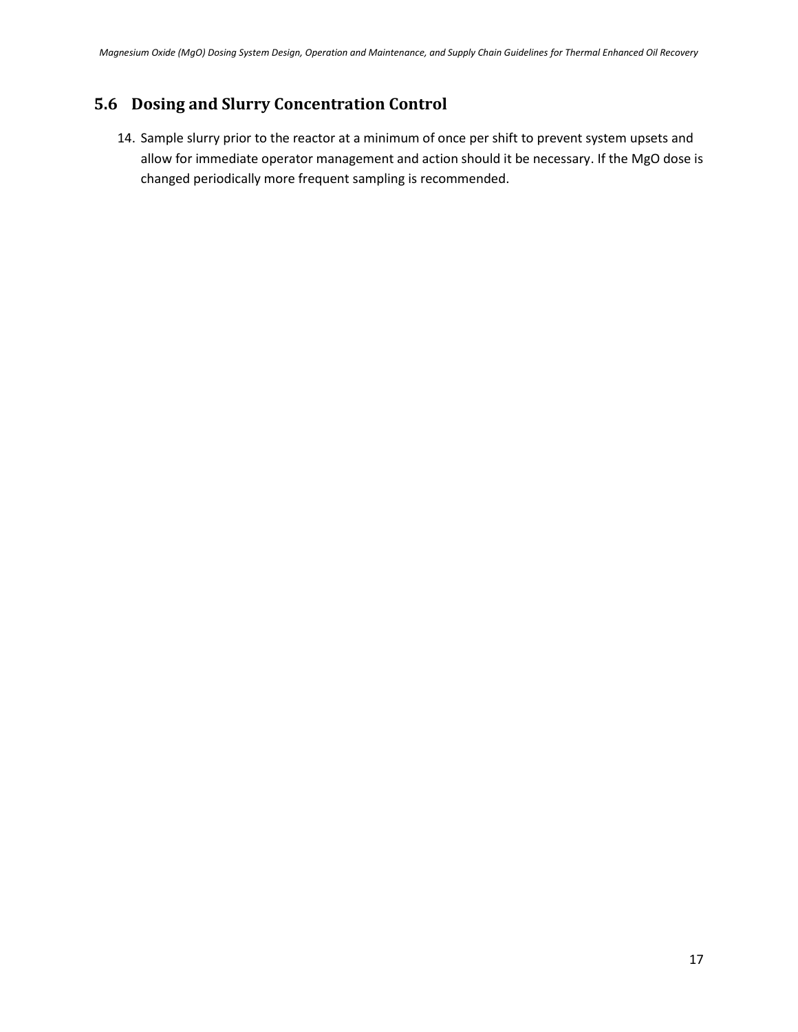## 5.6 Dosing and Slurry Concentration Control

14. Sample slurry prior to the reactor at a minimum of once per shift to prevent system upsets and allow for immediate operator management and action should it be necessary. If the MgO dose is changed periodically more frequent sampling is recommended.